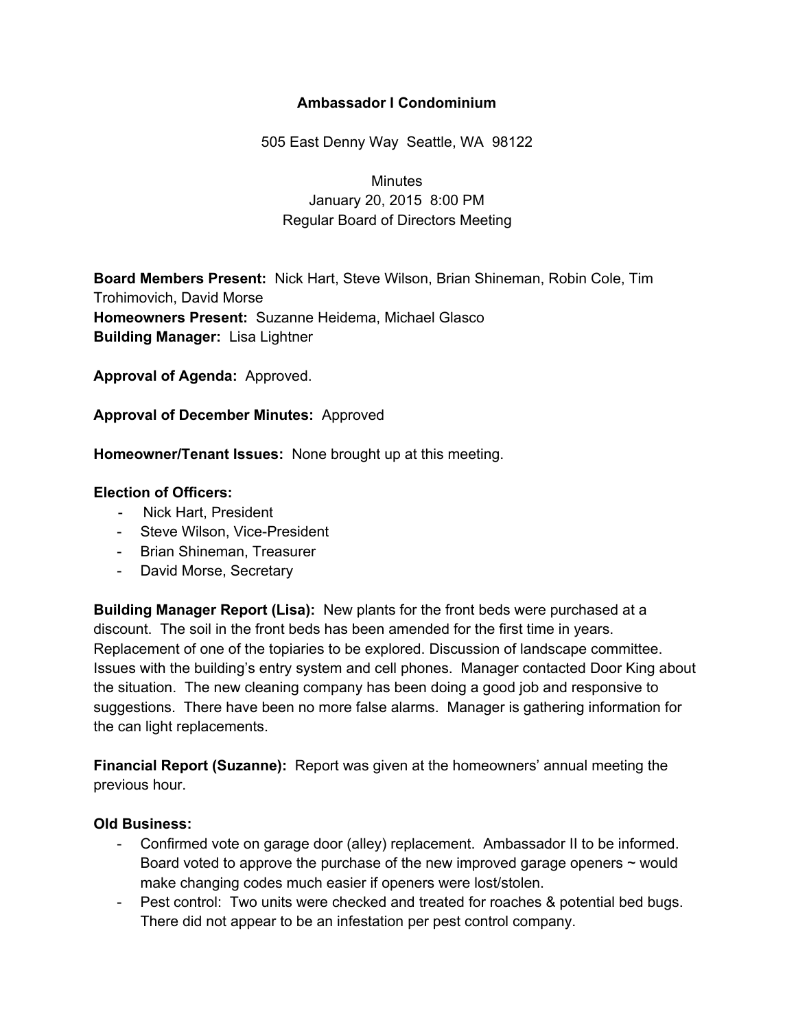**Ambassador I Condominium**

505 East Denny Way Seattle, WA 98122

Minutes
January 20, 2015 8:00 PM
Regular Board of Directors Meeting

**Board Members Present:** Nick Hart, Steve Wilson, Brian Shineman, Robin Cole, Tim Trohimovich, David Morse
**Homeowners Present:** Suzanne Heidema, Michael Glasco
**Building Manager:** Lisa Lightner

**Approval of Agenda:** Approved.

**Approval of December Minutes:** Approved

**Homeowner/Tenant Issues:** None brought up at this meeting.

**Election of Officers:**

- Nick Hart, President
- Steve Wilson, Vice-President
- Brian Shineman, Treasurer
- David Morse, Secretary

**Building Manager Report (Lisa):** New plants for the front beds were purchased at a discount. The soil in the front beds has been amended for the first time in years. Replacement of one of the topiaries to be explored. Discussion of landscape committee. Issues with the building's entry system and cell phones. Manager contacted Door King about the situation. The new cleaning company has been doing a good job and responsive to suggestions. There have been no more false alarms. Manager is gathering information for the can light replacements.

**Financial Report (Suzanne):** Report was given at the homeowners' annual meeting the previous hour.

**Old Business:**

- Confirmed vote on garage door (alley) replacement. Ambassador II to be informed. Board voted to approve the purchase of the new improved garage openers ~ would make changing codes much easier if openers were lost/stolen.
- Pest control: Two units were checked and treated for roaches & potential bed bugs. There did not appear to be an infestation per pest control company.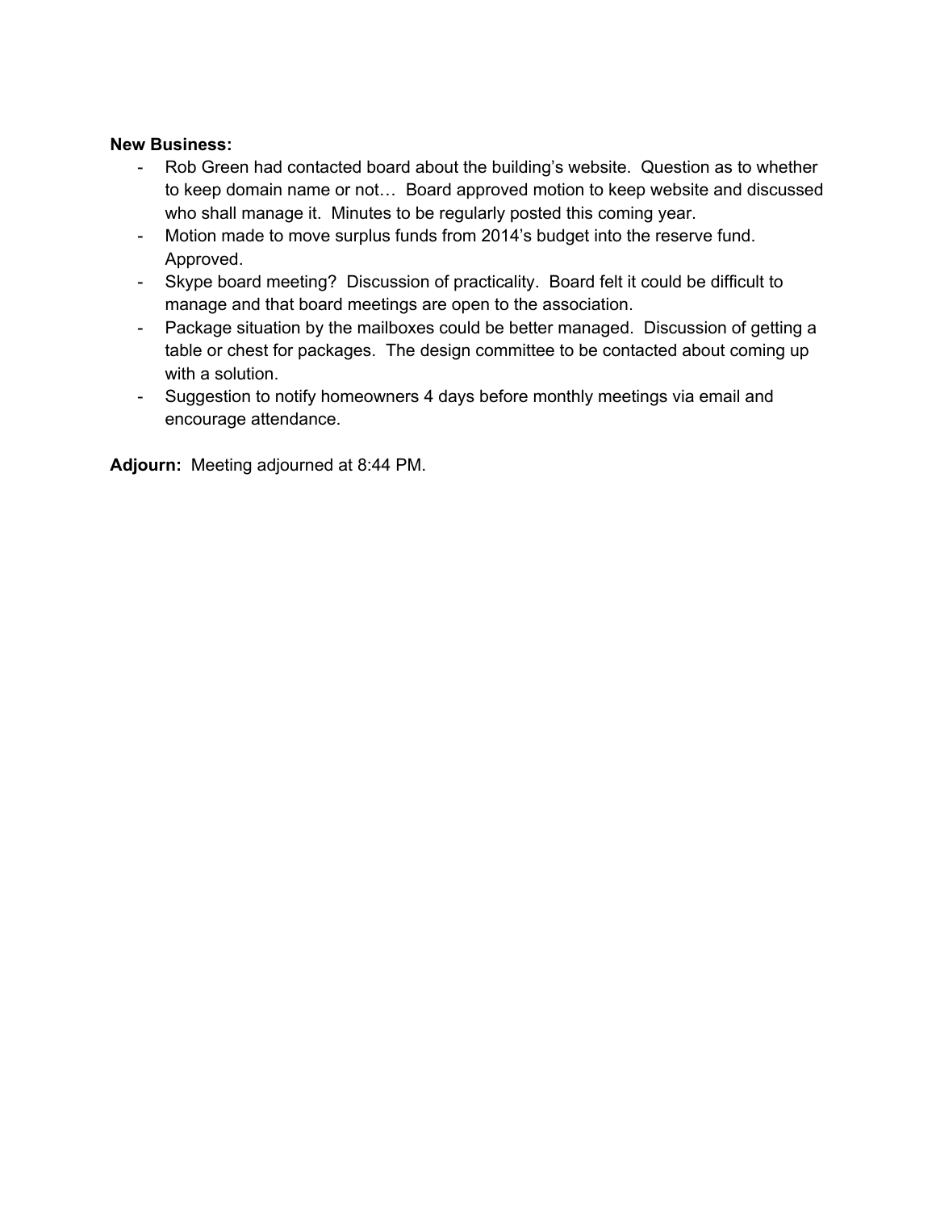**New Business:**

- Rob Green had contacted board about the building's website. Question as to whether to keep domain name or not… Board approved motion to keep website and discussed who shall manage it. Minutes to be regularly posted this coming year.
- Motion made to move surplus funds from 2014's budget into the reserve fund. Approved.
- Skype board meeting? Discussion of practicality. Board felt it could be difficult to manage and that board meetings are open to the association.
- Package situation by the mailboxes could be better managed. Discussion of getting a table or chest for packages. The design committee to be contacted about coming up with a solution.
- Suggestion to notify homeowners 4 days before monthly meetings via email and encourage attendance.

**Adjourn:** Meeting adjourned at 8:44 PM.